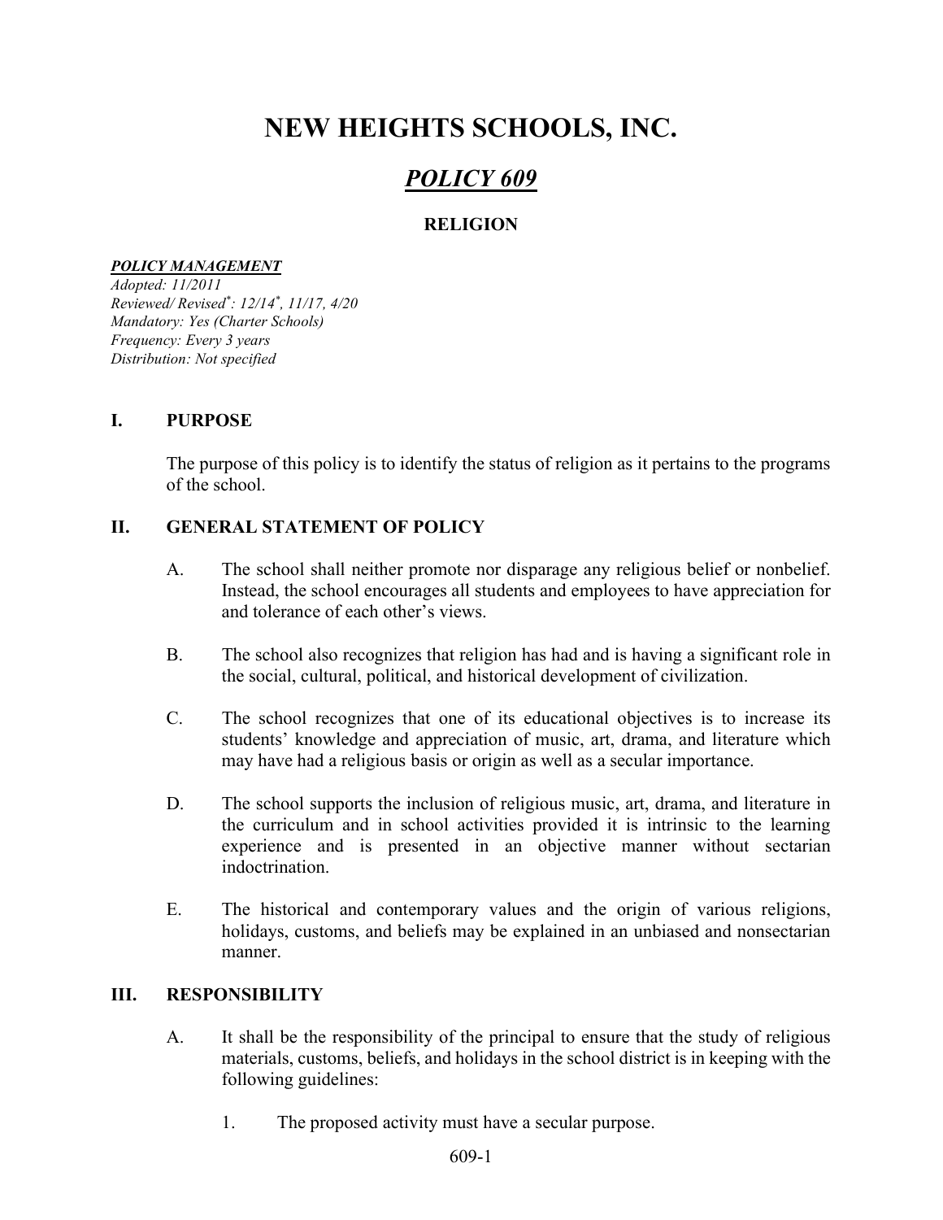# NEW HEIGHTS SCHOOLS, INC.

## *POLICY 609*

### RELIGION

***POLICY MANAGEMENT***

*Adopted: 11/2011*
*Reviewed/ Revised*: 12/14*, 11/17, 4/20*
*Mandatory: Yes (Charter Schools)*
*Frequency: Every 3 years*
*Distribution: Not specified*

## I. PURPOSE

The purpose of this policy is to identify the status of religion as it pertains to the programs of the school.

## II. GENERAL STATEMENT OF POLICY

A. The school shall neither promote nor disparage any religious belief or nonbelief. Instead, the school encourages all students and employees to have appreciation for and tolerance of each other's views.

B. The school also recognizes that religion has had and is having a significant role in the social, cultural, political, and historical development of civilization.

C. The school recognizes that one of its educational objectives is to increase its students' knowledge and appreciation of music, art, drama, and literature which may have had a religious basis or origin as well as a secular importance.

D. The school supports the inclusion of religious music, art, drama, and literature in the curriculum and in school activities provided it is intrinsic to the learning experience and is presented in an objective manner without sectarian indoctrination.

E. The historical and contemporary values and the origin of various religions, holidays, customs, and beliefs may be explained in an unbiased and nonsectarian manner.

## III. RESPONSIBILITY

A. It shall be the responsibility of the principal to ensure that the study of religious materials, customs, beliefs, and holidays in the school district is in keeping with the following guidelines:

1. The proposed activity must have a secular purpose.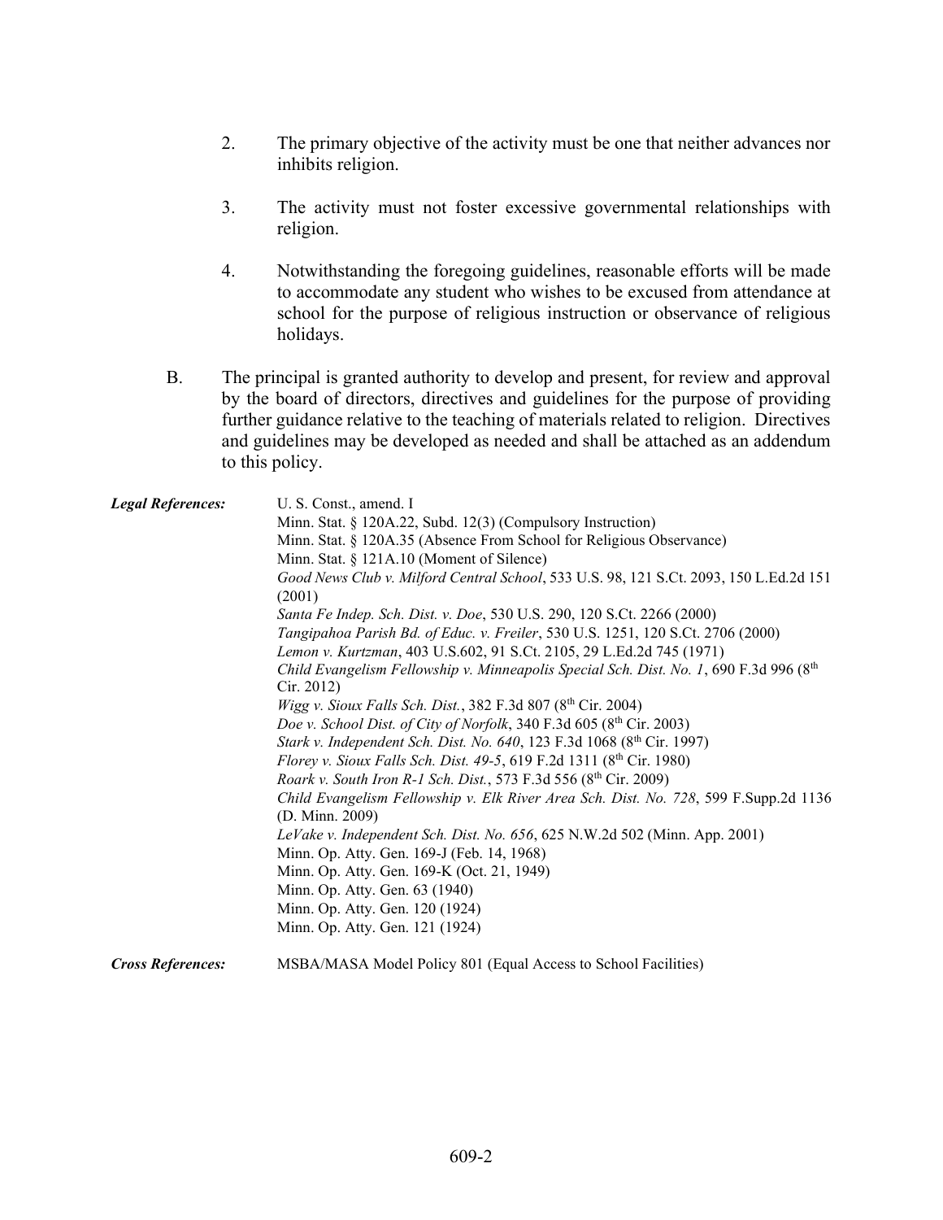2. The primary objective of the activity must be one that neither advances nor inhibits religion.

3. The activity must not foster excessive governmental relationships with religion.

4. Notwithstanding the foregoing guidelines, reasonable efforts will be made to accommodate any student who wishes to be excused from attendance at school for the purpose of religious instruction or observance of religious holidays.

B. The principal is granted authority to develop and present, for review and approval by the board of directors, directives and guidelines for the purpose of providing further guidance relative to the teaching of materials related to religion. Directives and guidelines may be developed as needed and shall be attached as an addendum to this policy.

***Legal References:***

U. S. Const., amend. I
Minn. Stat. § 120A.22, Subd. 12(3) (Compulsory Instruction)
Minn. Stat. § 120A.35 (Absence From School for Religious Observance)
Minn. Stat. § 121A.10 (Moment of Silence)
*Good News Club v. Milford Central School*, 533 U.S. 98, 121 S.Ct. 2093, 150 L.Ed.2d 151 (2001)
*Santa Fe Indep. Sch. Dist. v. Doe*, 530 U.S. 290, 120 S.Ct. 2266 (2000)
*Tangipahoa Parish Bd. of Educ. v. Freiler*, 530 U.S. 1251, 120 S.Ct. 2706 (2000)
*Lemon v. Kurtzman*, 403 U.S.602, 91 S.Ct. 2105, 29 L.Ed.2d 745 (1971)
*Child Evangelism Fellowship v. Minneapolis Special Sch. Dist. No. 1*, 690 F.3d 996 (8th Cir. 2012)
*Wigg v. Sioux Falls Sch. Dist.*, 382 F.3d 807 (8th Cir. 2004)
*Doe v. School Dist. of City of Norfolk*, 340 F.3d 605 (8th Cir. 2003)
*Stark v. Independent Sch. Dist. No. 640*, 123 F.3d 1068 (8th Cir. 1997)
*Florey v. Sioux Falls Sch. Dist. 49-5*, 619 F.2d 1311 (8th Cir. 1980)
*Roark v. South Iron R-1 Sch. Dist.*, 573 F.3d 556 (8th Cir. 2009)
*Child Evangelism Fellowship v. Elk River Area Sch. Dist. No. 728*, 599 F.Supp.2d 1136 (D. Minn. 2009)
*LeVake v. Independent Sch. Dist. No. 656*, 625 N.W.2d 502 (Minn. App. 2001)
Minn. Op. Atty. Gen. 169-J (Feb. 14, 1968)
Minn. Op. Atty. Gen. 169-K (Oct. 21, 1949)
Minn. Op. Atty. Gen. 63 (1940)
Minn. Op. Atty. Gen. 120 (1924)
Minn. Op. Atty. Gen. 121 (1924)

***Cross References:***

MSBA/MASA Model Policy 801 (Equal Access to School Facilities)